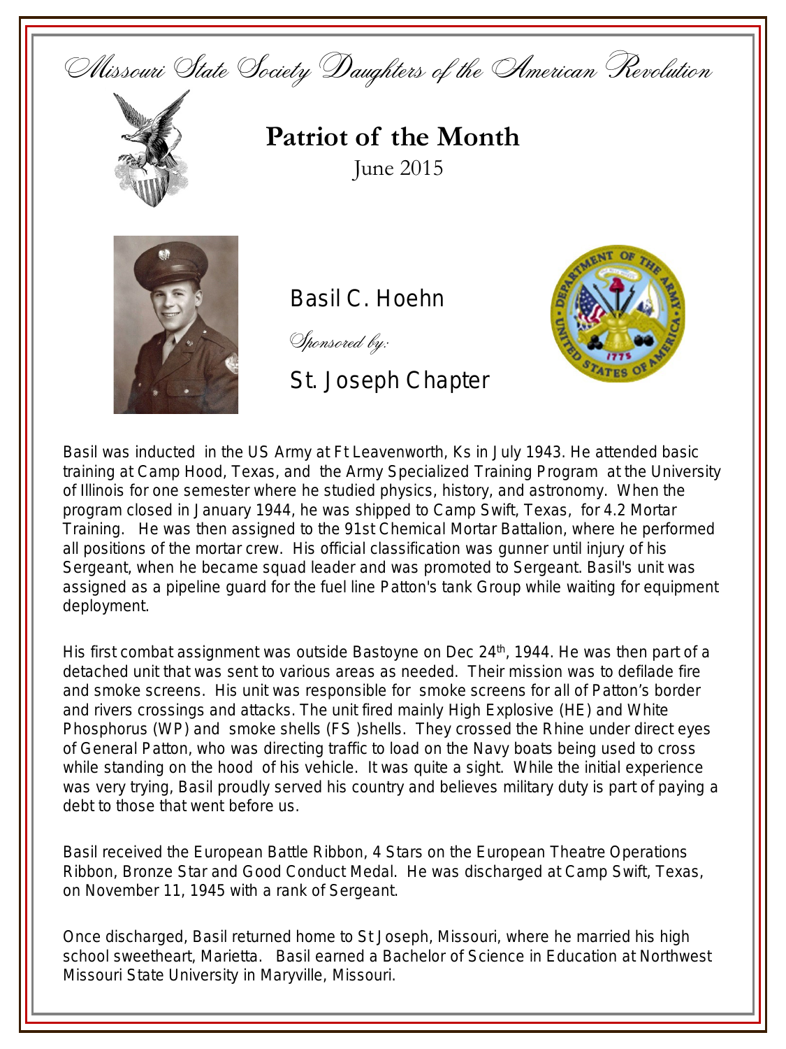*Missouri State Society Daughters of the American Revolution*

# Patriot of the Month

June 2015

## Basil C. Hoehn

*Sponsored by:*

## St. Joseph Chapter

Basil was inducted in the US Army at Ft Leavenworth, Ks in July 1943. He attended basic training at Camp Hood, Texas, and the Army Specialized Training Program at the University of Illinois for one semester where he studied physics, history, and astronomy. When the program closed in January 1944, he was shipped to Camp Swift, Texas, for 4.2 Mortar Training. He was then assigned to the 91st Chemical Mortar Battalion, where he performed all positions of the mortar crew. His official classification was gunner until injury of his Sergeant, when he became squad leader and was promoted to Sergeant. Basil's unit was assigned as a pipeline guard for the fuel line Patton's tank Group while waiting for equipment deployment.

His first combat assignment was outside Bastoyne on Dec 24th, 1944. He was then part of a detached unit that was sent to various areas as needed. Their mission was to defilade fire and smoke screens. His unit was responsible for smoke screens for all of Patton's border and rivers crossings and attacks. The unit fired mainly High Explosive (HE) and White Phosphorus (WP) and smoke shells (FS )shells. They crossed the Rhine under direct eyes of General Patton, who was directing traffic to load on the Navy boats being used to cross while standing on the hood of his vehicle. It was quite a sight. While the initial experience was very trying, Basil proudly served his country and believes military duty is part of paying a debt to those that went before us.

Basil received the European Battle Ribbon, 4 Stars on the European Theatre Operations Ribbon, Bronze Star and Good Conduct Medal. He was discharged at Camp Swift, Texas, on November 11, 1945 with a rank of Sergeant.

Once discharged, Basil returned home to St Joseph, Missouri, where he married his high school sweetheart, Marietta. Basil earned a Bachelor of Science in Education at Northwest Missouri State University in Maryville, Missouri.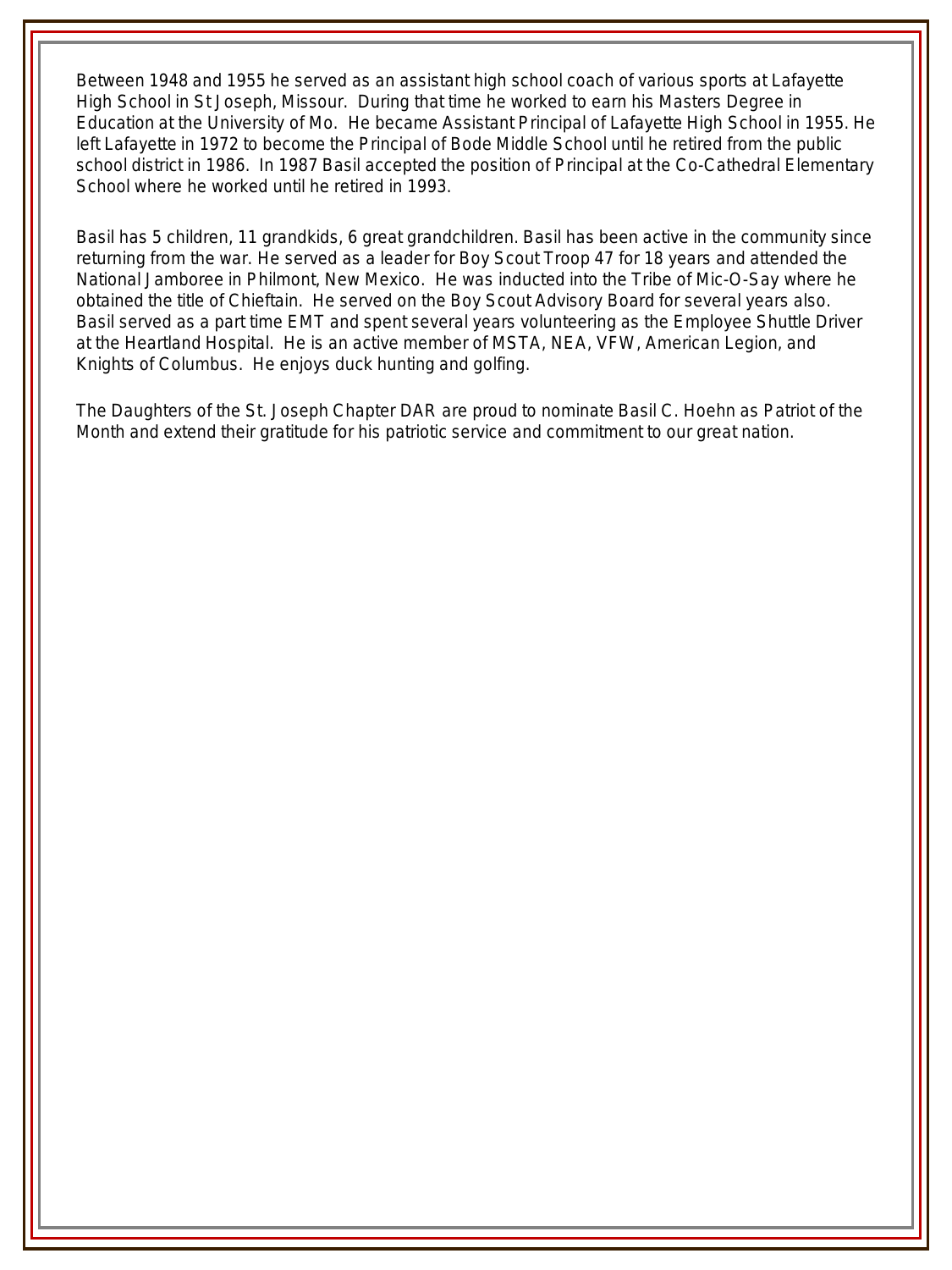Between 1948 and 1955 he served as an assistant high school coach of various sports at Lafayette High School in St Joseph, Missour. During that time he worked to earn his Masters Degree in Education at the University of Mo. He became Assistant Principal of Lafayette High School in 1955. He left Lafayette in 1972 to become the Principal of Bode Middle School until he retired from the public school district in 1986. In 1987 Basil accepted the position of Principal at the Co-Cathedral Elementary School where he worked until he retired in 1993.

Basil has 5 children, 11 grandkids, 6 great grandchildren. Basil has been active in the community since returning from the war. He served as a leader for Boy Scout Troop 47 for 18 years and attended the National Jamboree in Philmont, New Mexico. He was inducted into the Tribe of Mic-O-Say where he obtained the title of Chieftain. He served on the Boy Scout Advisory Board for several years also. Basil served as a part time EMT and spent several years volunteering as the Employee Shuttle Driver at the Heartland Hospital. He is an active member of MSTA, NEA, VFW, American Legion, and Knights of Columbus. He enjoys duck hunting and golfing.

The Daughters of the St. Joseph Chapter DAR are proud to nominate Basil C. Hoehn as Patriot of the Month and extend their gratitude for his patriotic service and commitment to our great nation.